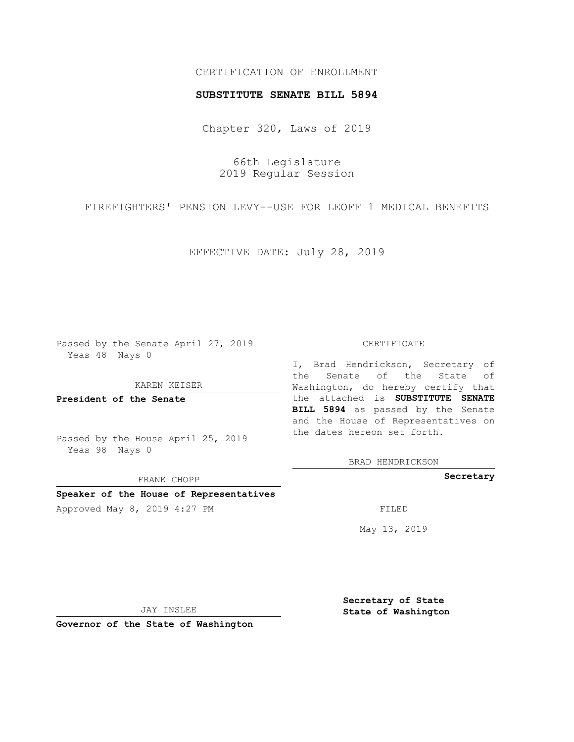CERTIFICATION OF ENROLLMENT

**SUBSTITUTE SENATE BILL 5894**

Chapter 320, Laws of 2019

66th Legislature
2019 Regular Session

FIREFIGHTERS' PENSION LEVY--USE FOR LEOFF 1 MEDICAL BENEFITS

EFFECTIVE DATE: July 28, 2019

Passed by the Senate April 27, 2019
Yeas 48 Nays 0

KAREN KEISER

**President of the Senate**

Passed by the House April 25, 2019
Yeas 98 Nays 0

FRANK CHOPP

**Speaker of the House of Representatives**

Approved May 8, 2019 4:27 PM

JAY INSLEE

**Governor of the State of Washington**

CERTIFICATE

I, Brad Hendrickson, Secretary of the Senate of the State of Washington, do hereby certify that the attached is **SUBSTITUTE SENATE BILL 5894** as passed by the Senate and the House of Representatives on the dates hereon set forth.

BRAD HENDRICKSON

**Secretary**

FILED

May 13, 2019

**Secretary of State**
**State of Washington**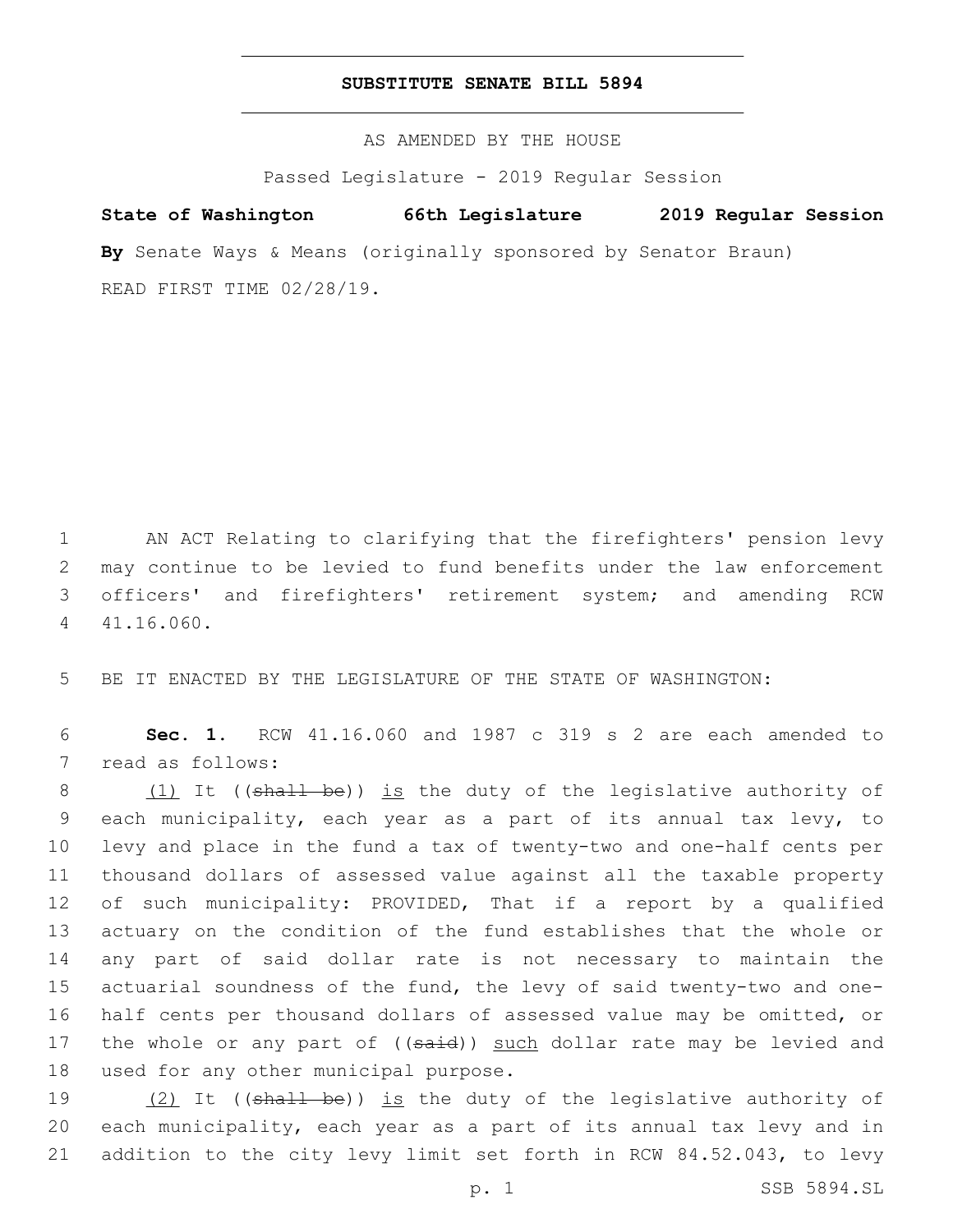# SUBSTITUTE SENATE BILL 5894

AS AMENDED BY THE HOUSE

Passed Legislature - 2019 Regular Session

**State of Washington 66th Legislature 2019 Regular Session**

**By** Senate Ways & Means (originally sponsored by Senator Braun)

READ FIRST TIME 02/28/19.

1 AN ACT Relating to clarifying that the firefighters' pension levy 2 may continue to be levied to fund benefits under the law enforcement 3 officers' and firefighters' retirement system; and amending RCW 4 41.16.060.

5 BE IT ENACTED BY THE LEGISLATURE OF THE STATE OF WASHINGTON:

6 **Sec. 1.** RCW 41.16.060 and 1987 c 319 s 2 are each amended to 7 read as follows:

8 (1) It ((~~shall be~~)) is the duty of the legislative authority of 9 each municipality, each year as a part of its annual tax levy, to 10 levy and place in the fund a tax of twenty-two and one-half cents per 11 thousand dollars of assessed value against all the taxable property 12 of such municipality: PROVIDED, That if a report by a qualified 13 actuary on the condition of the fund establishes that the whole or 14 any part of said dollar rate is not necessary to maintain the 15 actuarial soundness of the fund, the levy of said twenty-two and one-16 half cents per thousand dollars of assessed value may be omitted, or 17 the whole or any part of ((~~said~~)) such dollar rate may be levied and 18 used for any other municipal purpose.

19 (2) It ((~~shall be~~)) is the duty of the legislative authority of 20 each municipality, each year as a part of its annual tax levy and in 21 addition to the city levy limit set forth in RCW 84.52.043, to levy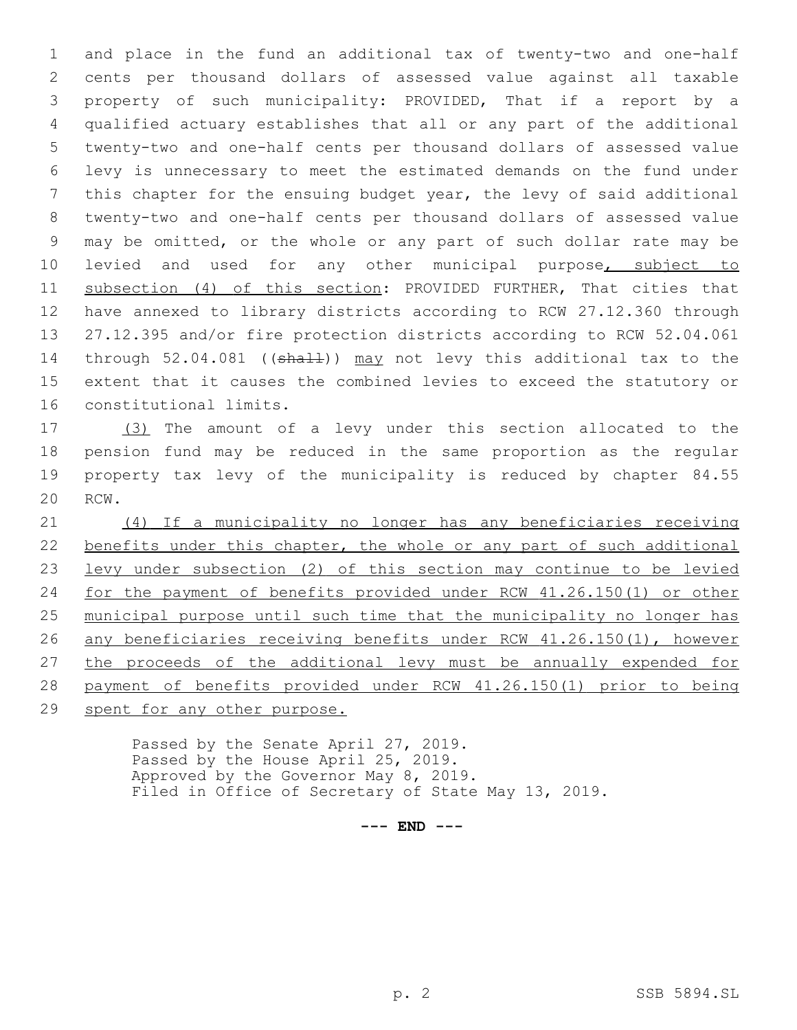and place in the fund an additional tax of twenty-two and one-half cents per thousand dollars of assessed value against all taxable property of such municipality: PROVIDED, That if a report by a qualified actuary establishes that all or any part of the additional twenty-two and one-half cents per thousand dollars of assessed value levy is unnecessary to meet the estimated demands on the fund under this chapter for the ensuing budget year, the levy of said additional twenty-two and one-half cents per thousand dollars of assessed value may be omitted, or the whole or any part of such dollar rate may be levied and used for any other municipal purpose, subject to subsection (4) of this section: PROVIDED FURTHER, That cities that have annexed to library districts according to RCW 27.12.360 through 27.12.395 and/or fire protection districts according to RCW 52.04.061 through 52.04.081 ((~~shall~~)) may not levy this additional tax to the extent that it causes the combined levies to exceed the statutory or constitutional limits.

(3) The amount of a levy under this section allocated to the pension fund may be reduced in the same proportion as the regular property tax levy of the municipality is reduced by chapter 84.55 RCW.

(4) If a municipality no longer has any beneficiaries receiving benefits under this chapter, the whole or any part of such additional levy under subsection (2) of this section may continue to be levied for the payment of benefits provided under RCW 41.26.150(1) or other municipal purpose until such time that the municipality no longer has any beneficiaries receiving benefits under RCW 41.26.150(1), however the proceeds of the additional levy must be annually expended for payment of benefits provided under RCW 41.26.150(1) prior to being spent for any other purpose.

Passed by the Senate April 27, 2019.
Passed by the House April 25, 2019.
Approved by the Governor May 8, 2019.
Filed in Office of Secretary of State May 13, 2019.

**--- END ---**